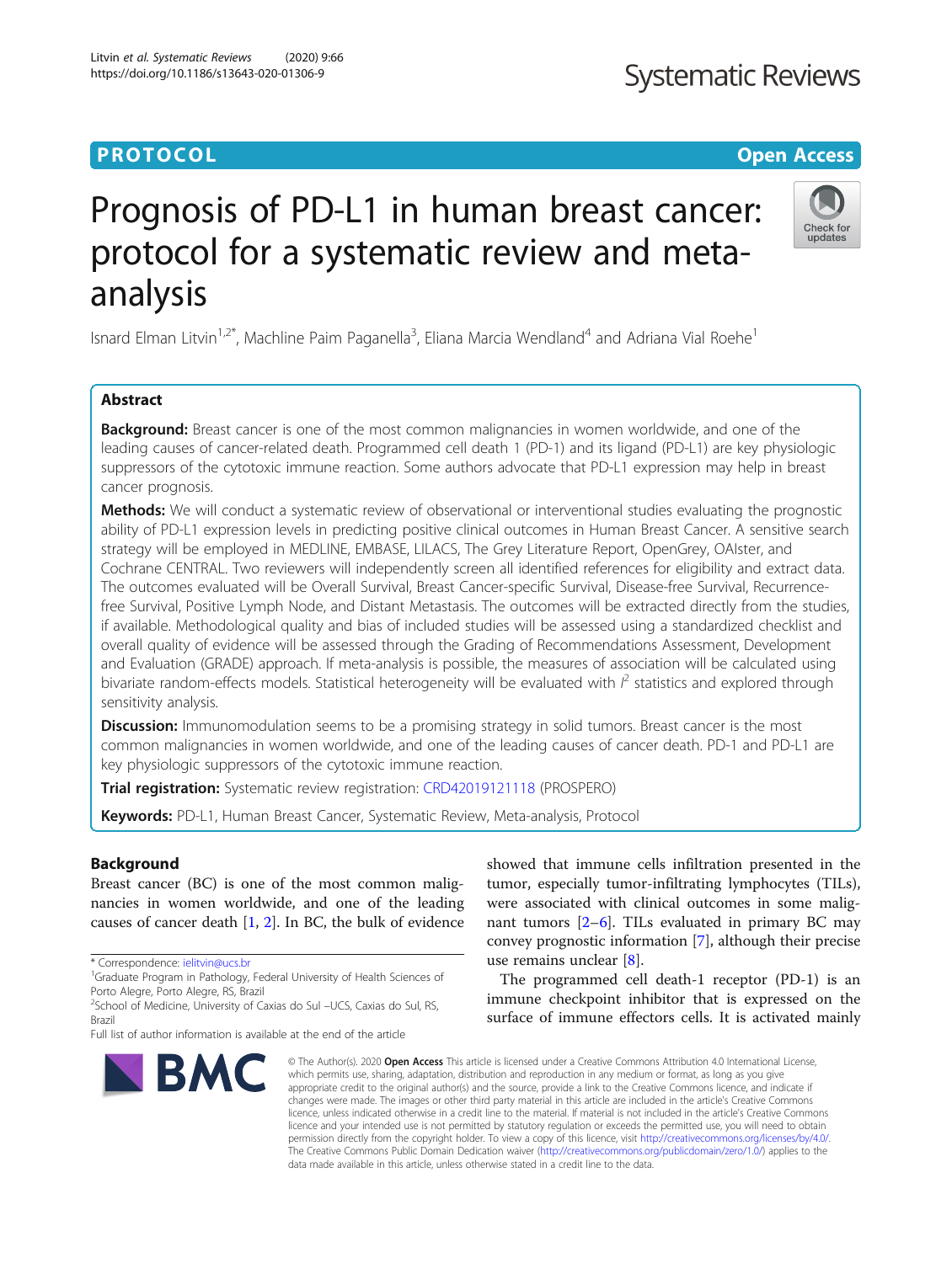# PROTOCOL

Open Access

# Prognosis of PD-L1 in human breast cancer: protocol for a systematic review and meta-analysis

Isnard Elman Litvin[1,2*], Machline Paim Paganella[3], Eliana Marcia Wendland[4] and Adriana Vial Roehe[1]

## Abstract

**Background:** Breast cancer is one of the most common malignancies in women worldwide, and one of the leading causes of cancer-related death. Programmed cell death 1 (PD-1) and its ligand (PD-L1) are key physiologic suppressors of the cytotoxic immune reaction. Some authors advocate that PD-L1 expression may help in breast cancer prognosis.

**Methods:** We will conduct a systematic review of observational or interventional studies evaluating the prognostic ability of PD-L1 expression levels in predicting positive clinical outcomes in Human Breast Cancer. A sensitive search strategy will be employed in MEDLINE, EMBASE, LILACS, The Grey Literature Report, OpenGrey, OAIster, and Cochrane CENTRAL. Two reviewers will independently screen all identified references for eligibility and extract data. The outcomes evaluated will be Overall Survival, Breast Cancer-specific Survival, Disease-free Survival, Recurrence-free Survival, Positive Lymph Node, and Distant Metastasis. The outcomes will be extracted directly from the studies, if available. Methodological quality and bias of included studies will be assessed using a standardized checklist and overall quality of evidence will be assessed through the Grading of Recommendations Assessment, Development and Evaluation (GRADE) approach. If meta-analysis is possible, the measures of association will be calculated using bivariate random-effects models. Statistical heterogeneity will be evaluated with $I^2$ statistics and explored through sensitivity analysis.

**Discussion:** Immunomodulation seems to be a promising strategy in solid tumors. Breast cancer is the most common malignancies in women worldwide, and one of the leading causes of cancer death. PD-1 and PD-L1 are key physiologic suppressors of the cytotoxic immune reaction.

**Trial registration:** Systematic review registration: CRD42019121118 (PROSPERO)

**Keywords:** PD-L1, Human Breast Cancer, Systematic Review, Meta-analysis, Protocol

## Background

Breast cancer (BC) is one of the most common malignancies in women worldwide, and one of the leading causes of cancer death [1, 2]. In BC, the bulk of evidence showed that immune cells infiltration presented in the tumor, especially tumor-infiltrating lymphocytes (TILs), were associated with clinical outcomes in some malignant tumors [2–6]. TILs evaluated in primary BC may convey prognostic information [7], although their precise use remains unclear [8].

The programmed cell death-1 receptor (PD-1) is an immune checkpoint inhibitor that is expressed on the surface of immune effectors cells. It is activated mainly

* Correspondence: ielitvin@ucs.br

[1]Graduate Program in Pathology, Federal University of Health Sciences of Porto Alegre, Porto Alegre, RS, Brazil

[2]School of Medicine, University of Caxias do Sul –UCS, Caxias do Sul, RS, Brazil

Full list of author information is available at the end of the article

© The Author(s). 2020 **Open Access** This article is licensed under a Creative Commons Attribution 4.0 International License, which permits use, sharing, adaptation, distribution and reproduction in any medium or format, as long as you give appropriate credit to the original author(s) and the source, provide a link to the Creative Commons licence, and indicate if changes were made. The images or other third party material in this article are included in the article's Creative Commons licence, unless indicated otherwise in a credit line to the material. If material is not included in the article's Creative Commons licence and your intended use is not permitted by statutory regulation or exceeds the permitted use, you will need to obtain permission directly from the copyright holder. To view a copy of this licence, visit http://creativecommons.org/licenses/by/4.0/. The Creative Commons Public Domain Dedication waiver (http://creativecommons.org/publicdomain/zero/1.0/) applies to the data made available in this article, unless otherwise stated in a credit line to the data.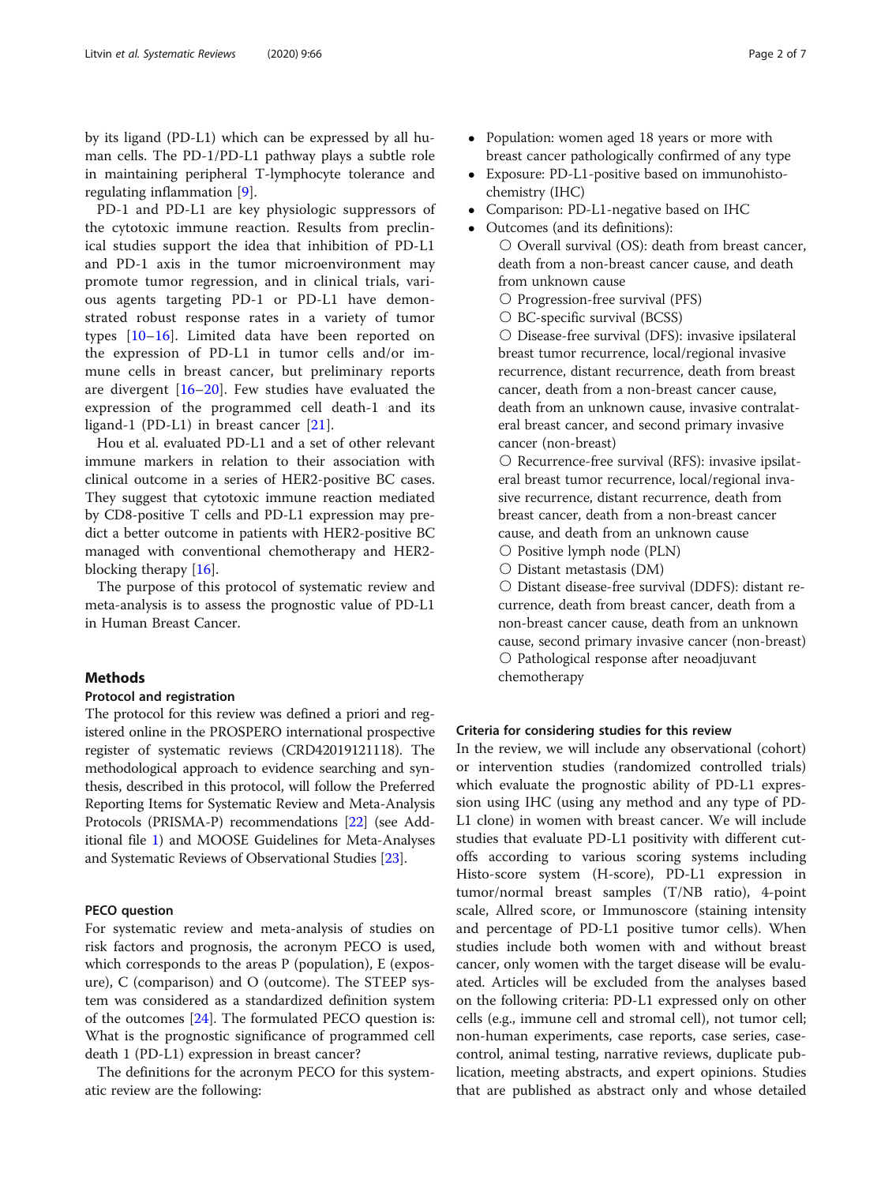by its ligand (PD-L1) which can be expressed by all human cells. The PD-1/PD-L1 pathway plays a subtle role in maintaining peripheral T-lymphocyte tolerance and regulating inflammation [9].

PD-1 and PD-L1 are key physiologic suppressors of the cytotoxic immune reaction. Results from preclinical studies support the idea that inhibition of PD-L1 and PD-1 axis in the tumor microenvironment may promote tumor regression, and in clinical trials, various agents targeting PD-1 or PD-L1 have demonstrated robust response rates in a variety of tumor types [10–16]. Limited data have been reported on the expression of PD-L1 in tumor cells and/or immune cells in breast cancer, but preliminary reports are divergent [16–20]. Few studies have evaluated the expression of the programmed cell death-1 and its ligand-1 (PD-L1) in breast cancer [21].

Hou et al. evaluated PD-L1 and a set of other relevant immune markers in relation to their association with clinical outcome in a series of HER2-positive BC cases. They suggest that cytotoxic immune reaction mediated by CD8-positive T cells and PD-L1 expression may predict a better outcome in patients with HER2-positive BC managed with conventional chemotherapy and HER2-blocking therapy [16].

The purpose of this protocol of systematic review and meta-analysis is to assess the prognostic value of PD-L1 in Human Breast Cancer.

## Methods

### Protocol and registration

The protocol for this review was defined a priori and registered online in the PROSPERO international prospective register of systematic reviews (CRD42019121118). The methodological approach to evidence searching and synthesis, described in this protocol, will follow the Preferred Reporting Items for Systematic Review and Meta-Analysis Protocols (PRISMA-P) recommendations [22] (see Additional file 1) and MOOSE Guidelines for Meta-Analyses and Systematic Reviews of Observational Studies [23].

### PECO question

For systematic review and meta-analysis of studies on risk factors and prognosis, the acronym PECO is used, which corresponds to the areas P (population), E (exposure), C (comparison) and O (outcome). The STEEP system was considered as a standardized definition system of the outcomes [24]. The formulated PECO question is: What is the prognostic significance of programmed cell death 1 (PD-L1) expression in breast cancer?

The definitions for the acronym PECO for this systematic review are the following:

- Population: women aged 18 years or more with breast cancer pathologically confirmed of any type
- Exposure: PD-L1-positive based on immunohistochemistry (IHC)
- Comparison: PD-L1-negative based on IHC
- Outcomes (and its definitions):
  - Overall survival (OS): death from breast cancer, death from a non-breast cancer cause, and death from unknown cause
  - Progression-free survival (PFS)
  - BC-specific survival (BCSS)
  - Disease-free survival (DFS): invasive ipsilateral breast tumor recurrence, local/regional invasive recurrence, distant recurrence, death from breast cancer, death from a non-breast cancer cause, death from an unknown cause, invasive contralateral breast cancer, and second primary invasive cancer (non-breast)
  - Recurrence-free survival (RFS): invasive ipsilateral breast tumor recurrence, local/regional invasive recurrence, distant recurrence, death from breast cancer, death from a non-breast cancer cause, and death from an unknown cause
  - Positive lymph node (PLN)
  - Distant metastasis (DM)
  - Distant disease-free survival (DDFS): distant recurrence, death from breast cancer, death from a non-breast cancer cause, death from an unknown cause, second primary invasive cancer (non-breast)
  - Pathological response after neoadjuvant chemotherapy

### Criteria for considering studies for this review

In the review, we will include any observational (cohort) or intervention studies (randomized controlled trials) which evaluate the prognostic ability of PD-L1 expression using IHC (using any method and any type of PD-L1 clone) in women with breast cancer. We will include studies that evaluate PD-L1 positivity with different cutoffs according to various scoring systems including Histo-score system (H-score), PD-L1 expression in tumor/normal breast samples (T/NB ratio), 4-point scale, Allred score, or Immunoscore (staining intensity and percentage of PD-L1 positive tumor cells). When studies include both women with and without breast cancer, only women with the target disease will be evaluated. Articles will be excluded from the analyses based on the following criteria: PD-L1 expressed only on other cells (e.g., immune cell and stromal cell), not tumor cell; non-human experiments, case reports, case series, case-control, animal testing, narrative reviews, duplicate publication, meeting abstracts, and expert opinions. Studies that are published as abstract only and whose detailed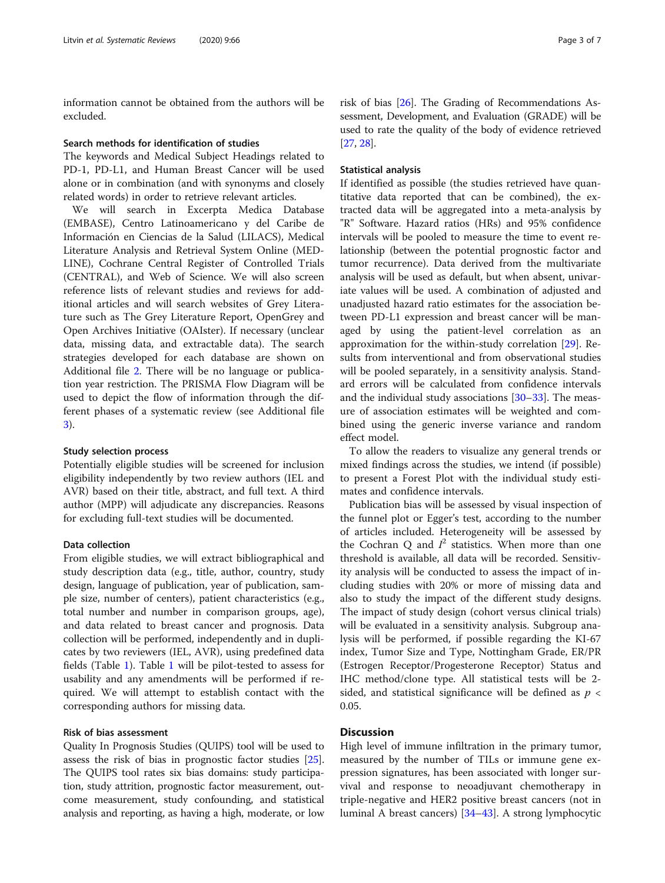information cannot be obtained from the authors will be excluded.

### Search methods for identification of studies

The keywords and Medical Subject Headings related to PD-1, PD-L1, and Human Breast Cancer will be used alone or in combination (and with synonyms and closely related words) in order to retrieve relevant articles.

We will search in Excerpta Medica Database (EMBASE), Centro Latinoamericano y del Caribe de Información en Ciencias de la Salud (LILACS), Medical Literature Analysis and Retrieval System Online (MEDLINE), Cochrane Central Register of Controlled Trials (CENTRAL), and Web of Science. We will also screen reference lists of relevant studies and reviews for additional articles and will search websites of Grey Literature such as The Grey Literature Report, OpenGrey and Open Archives Initiative (OAIster). If necessary (unclear data, missing data, and extractable data). The search strategies developed for each database are shown on Additional file 2. There will be no language or publication year restriction. The PRISMA Flow Diagram will be used to depict the flow of information through the different phases of a systematic review (see Additional file 3).

### Study selection process

Potentially eligible studies will be screened for inclusion eligibility independently by two review authors (IEL and AVR) based on their title, abstract, and full text. A third author (MPP) will adjudicate any discrepancies. Reasons for excluding full-text studies will be documented.

### Data collection

From eligible studies, we will extract bibliographical and study description data (e.g., title, author, country, study design, language of publication, year of publication, sample size, number of centers), patient characteristics (e.g., total number and number in comparison groups, age), and data related to breast cancer and prognosis. Data collection will be performed, independently and in duplicates by two reviewers (IEL, AVR), using predefined data fields (Table 1). Table 1 will be pilot-tested to assess for usability and any amendments will be performed if required. We will attempt to establish contact with the corresponding authors for missing data.

### Risk of bias assessment

Quality In Prognosis Studies (QUIPS) tool will be used to assess the risk of bias in prognostic factor studies [25]. The QUIPS tool rates six bias domains: study participation, study attrition, prognostic factor measurement, outcome measurement, study confounding, and statistical analysis and reporting, as having a high, moderate, or low risk of bias [26]. The Grading of Recommendations Assessment, Development, and Evaluation (GRADE) will be used to rate the quality of the body of evidence retrieved [27, 28].

### Statistical analysis

If identified as possible (the studies retrieved have quantitative data reported that can be combined), the extracted data will be aggregated into a meta-analysis by "R" Software. Hazard ratios (HRs) and 95% confidence intervals will be pooled to measure the time to event relationship (between the potential prognostic factor and tumor recurrence). Data derived from the multivariate analysis will be used as default, but when absent, univariate values will be used. A combination of adjusted and unadjusted hazard ratio estimates for the association between PD-L1 expression and breast cancer will be managed by using the patient-level correlation as an approximation for the within-study correlation [29]. Results from interventional and from observational studies will be pooled separately, in a sensitivity analysis. Standard errors will be calculated from confidence intervals and the individual study associations [30–33]. The measure of association estimates will be weighted and combined using the generic inverse variance and random effect model.

To allow the readers to visualize any general trends or mixed findings across the studies, we intend (if possible) to present a Forest Plot with the individual study estimates and confidence intervals.

Publication bias will be assessed by visual inspection of the funnel plot or Egger's test, according to the number of articles included. Heterogeneity will be assessed by the Cochran Q and $I^2$ statistics. When more than one threshold is available, all data will be recorded. Sensitivity analysis will be conducted to assess the impact of including studies with 20% or more of missing data and also to study the impact of the different study designs. The impact of study design (cohort versus clinical trials) will be evaluated in a sensitivity analysis. Subgroup analysis will be performed, if possible regarding the KI-67 index, Tumor Size and Type, Nottingham Grade, ER/PR (Estrogen Receptor/Progesterone Receptor) Status and IHC method/clone type. All statistical tests will be 2-sided, and statistical significance will be defined as $p < 0.05$.

## Discussion

High level of immune infiltration in the primary tumor, measured by the number of TILs or immune gene expression signatures, has been associated with longer survival and response to neoadjuvant chemotherapy in triple-negative and HER2 positive breast cancers (not in luminal A breast cancers) [34–43]. A strong lymphocytic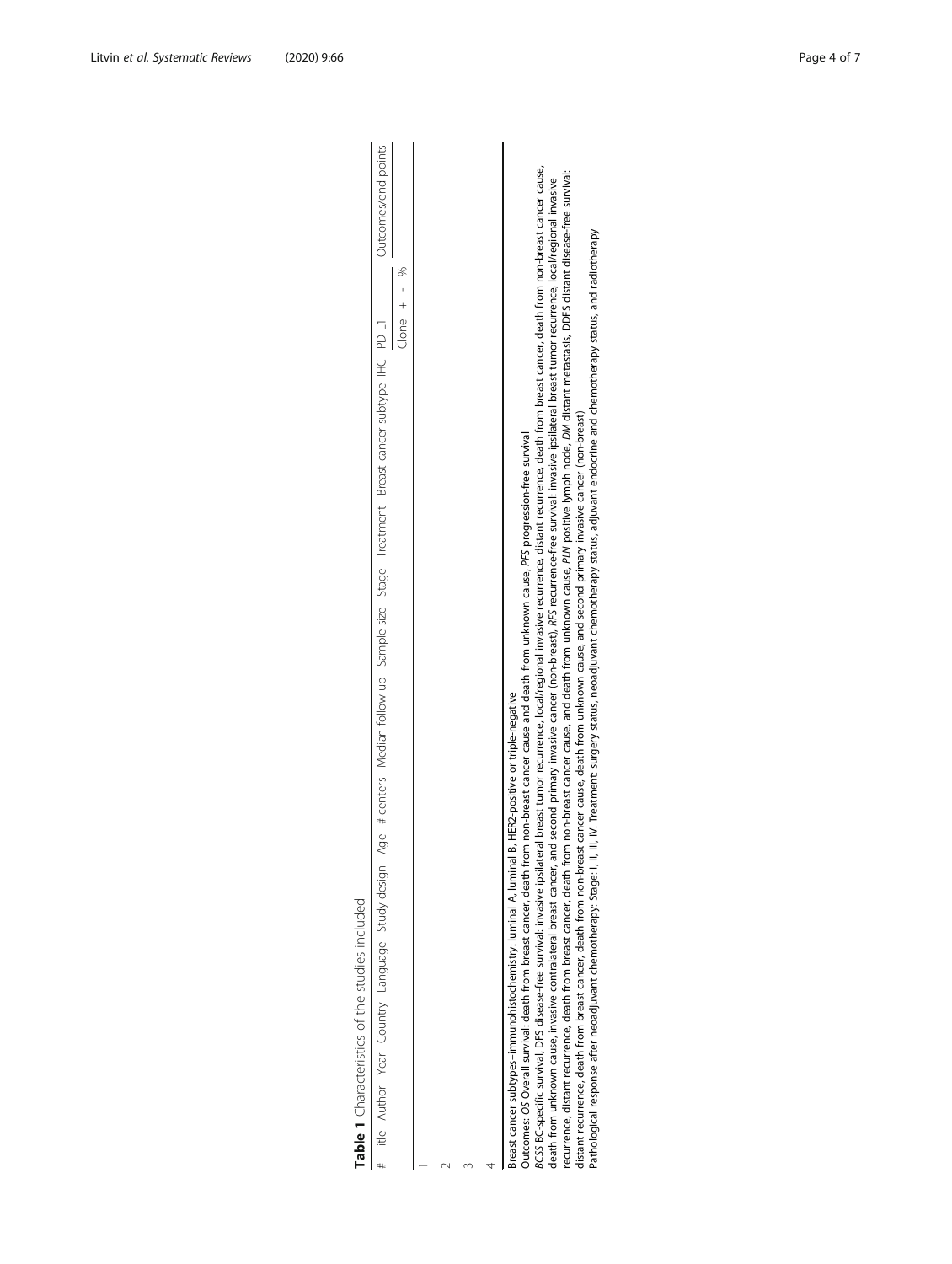**Table 1** Characteristics of the studies included

| # | Title | Author | Year | Country | Language | Study design | Age | # centers | Median follow-up | Sample size | Stage | Treatment | Breast cancer subtype–IHC | PD-L1 | | | | Outcomes/end points |
|---|---|---|---|---|---|---|---|---|---|---|---|---|---|---|---|---|---|---|
| | | | | | | | | | | | | | | Clone | + | - | % | |
| 1 | | | | | | | | | | | | | | | | | | |
| 2 | | | | | | | | | | | | | | | | | | |
| 3 | | | | | | | | | | | | | | | | | | |
| 4 | | | | | | | | | | | | | | | | | | |

Breast cancer subtypes–immunohistochemistry: luminal A, luminal B, HER2-positive or triple-negative

Outcomes: *OS* Overall survival: death from breast cancer, death from non-breast cancer cause and death from unknown cause, *PFS* progression-free survival

*BCSS* BC-specific survival, *DFS* disease-free survival: invasive ipsilateral breast tumor recurrence, local/regional invasive recurrence, distant recurrence, death from breast cancer, death from non-breast cancer cause, death from unknown cause, invasive contralateral breast cancer, and second primary invasive cancer (non-breast), *RFS* recurrence-free survival: invasive ipsilateral breast tumor recurrence, local/regional invasive recurrence, distant recurrence, death from breast cancer, death from non-breast cancer cause, and death from unknown cause, *PLN* positive lymph node, *DM* distant metastasis, *DDFS* distant disease-free survival: distant recurrence, death from breast cancer, death from non-breast cancer cause, death from unknown cause, and second primary invasive cancer (non-breast)

Pathological response after neoadjuvant chemotherapy: Stage: I, II, III, IV. Treatment: surgery status, neoadjuvant chemotherapy status, adjuvant endocrine and chemotherapy status, and radiotherapy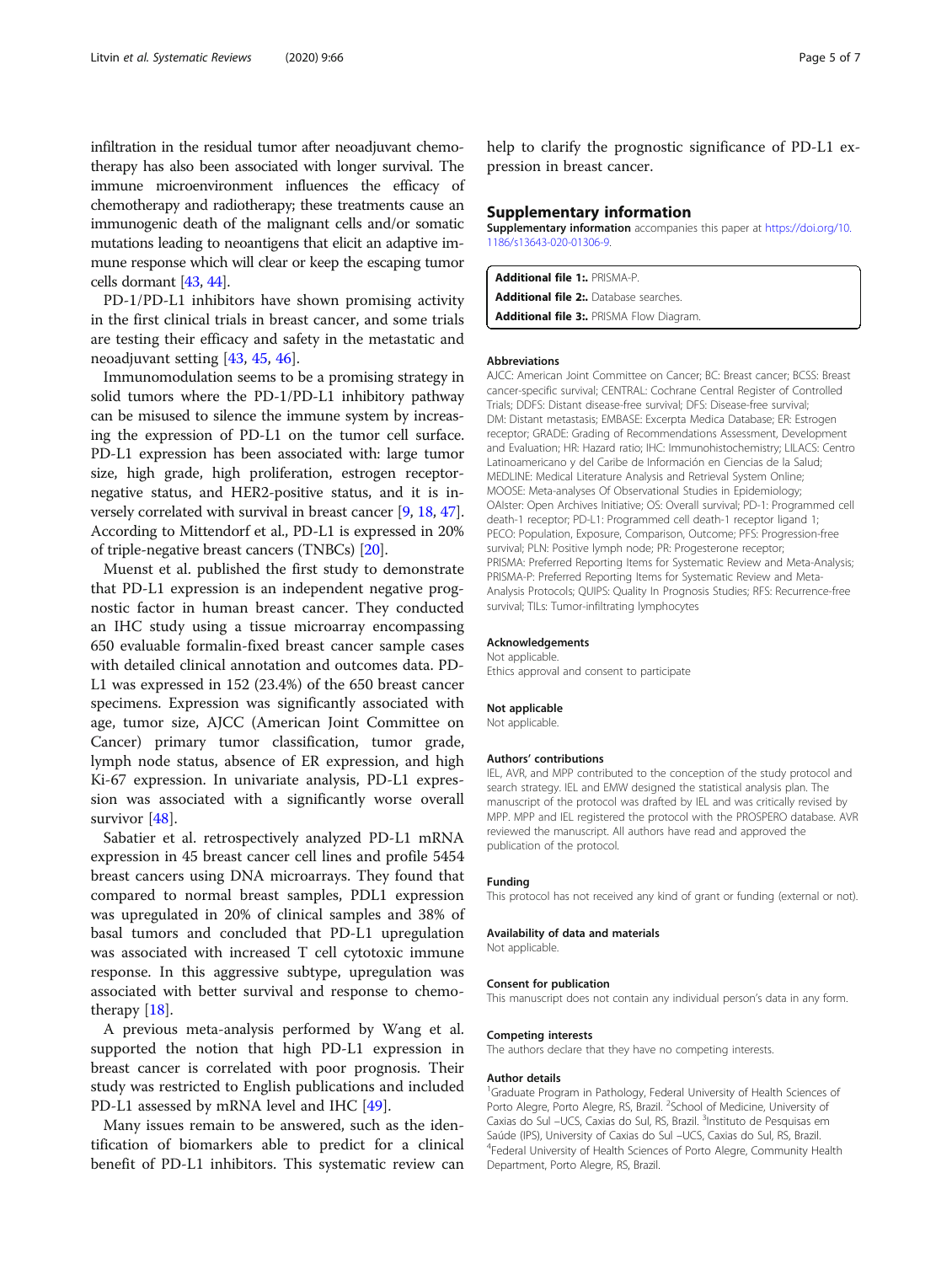infiltration in the residual tumor after neoadjuvant chemotherapy has also been associated with longer survival. The immune microenvironment influences the efficacy of chemotherapy and radiotherapy; these treatments cause an immunogenic death of the malignant cells and/or somatic mutations leading to neoantigens that elicit an adaptive immune response which will clear or keep the escaping tumor cells dormant [43, 44].

PD-1/PD-L1 inhibitors have shown promising activity in the first clinical trials in breast cancer, and some trials are testing their efficacy and safety in the metastatic and neoadjuvant setting [43, 45, 46].

Immunomodulation seems to be a promising strategy in solid tumors where the PD-1/PD-L1 inhibitory pathway can be misused to silence the immune system by increasing the expression of PD-L1 on the tumor cell surface. PD-L1 expression has been associated with: large tumor size, high grade, high proliferation, estrogen receptor-negative status, and HER2-positive status, and it is inversely correlated with survival in breast cancer [9, 18, 47]. According to Mittendorf et al., PD-L1 is expressed in 20% of triple-negative breast cancers (TNBCs) [20].

Muenst et al. published the first study to demonstrate that PD-L1 expression is an independent negative prognostic factor in human breast cancer. They conducted an IHC study using a tissue microarray encompassing 650 evaluable formalin-fixed breast cancer sample cases with detailed clinical annotation and outcomes data. PD-L1 was expressed in 152 (23.4%) of the 650 breast cancer specimens. Expression was significantly associated with age, tumor size, AJCC (American Joint Committee on Cancer) primary tumor classification, tumor grade, lymph node status, absence of ER expression, and high Ki-67 expression. In univariate analysis, PD-L1 expression was associated with a significantly worse overall survivor [48].

Sabatier et al. retrospectively analyzed PD-L1 mRNA expression in 45 breast cancer cell lines and profile 5454 breast cancers using DNA microarrays. They found that compared to normal breast samples, PDL1 expression was upregulated in 20% of clinical samples and 38% of basal tumors and concluded that PD-L1 upregulation was associated with increased T cell cytotoxic immune response. In this aggressive subtype, upregulation was associated with better survival and response to chemotherapy [18].

A previous meta-analysis performed by Wang et al. supported the notion that high PD-L1 expression in breast cancer is correlated with poor prognosis. Their study was restricted to English publications and included PD-L1 assessed by mRNA level and IHC [49].

Many issues remain to be answered, such as the identification of biomarkers able to predict for a clinical benefit of PD-L1 inhibitors. This systematic review can help to clarify the prognostic significance of PD-L1 expression in breast cancer.

## Supplementary information

**Supplementary information** accompanies this paper at https://doi.org/10.1186/s13643-020-01306-9.

**Additional file 1:.** PRISMA-P.
**Additional file 2:.** Database searches.
**Additional file 3:.** PRISMA Flow Diagram.

#### Abbreviations

AJCC: American Joint Committee on Cancer; BC: Breast cancer; BCSS: Breast cancer-specific survival; CENTRAL: Cochrane Central Register of Controlled Trials; DDFS: Distant disease-free survival; DFS: Disease-free survival; DM: Distant metastasis; EMBASE: Excerpta Medica Database; ER: Estrogen receptor; GRADE: Grading of Recommendations Assessment, Development and Evaluation; HR: Hazard ratio; IHC: Immunohistochemistry; LILACS: Centro Latinoamericano y del Caribe de Información en Ciencias de la Salud; MEDLINE: Medical Literature Analysis and Retrieval System Online; MOOSE: Meta-analyses Of Observational Studies in Epidemiology; OAlster: Open Archives Initiative; OS: Overall survival; PD-1: Programmed cell death-1 receptor; PD-L1: Programmed cell death-1 receptor ligand 1; PECO: Population, Exposure, Comparison, Outcome; PFS: Progression-free survival; PLN: Positive lymph node; PR: Progesterone receptor; PRISMA: Preferred Reporting Items for Systematic Review and Meta-Analysis; PRISMA-P: Preferred Reporting Items for Systematic Review and Meta-Analysis Protocols; QUIPS: Quality In Prognosis Studies; RFS: Recurrence-free survival; TILs: Tumor-infiltrating lymphocytes

#### Acknowledgements

Not applicable.
Ethics approval and consent to participate

#### Not applicable

Not applicable.

#### Authors' contributions

IEL, AVR, and MPP contributed to the conception of the study protocol and search strategy. IEL and EMW designed the statistical analysis plan. The manuscript of the protocol was drafted by IEL and was critically revised by MPP. MPP and IEL registered the protocol with the PROSPERO database. AVR reviewed the manuscript. All authors have read and approved the publication of the protocol.

#### Funding

This protocol has not received any kind of grant or funding (external or not).

#### Availability of data and materials

Not applicable.

#### Consent for publication

This manuscript does not contain any individual person's data in any form.

#### Competing interests

The authors declare that they have no competing interests.

#### Author details

[1]Graduate Program in Pathology, Federal University of Health Sciences of Porto Alegre, Porto Alegre, RS, Brazil. [2]School of Medicine, University of Caxias do Sul –UCS, Caxias do Sul, RS, Brazil. [3]Instituto de Pesquisas em Saúde (IPS), University of Caxias do Sul –UCS, Caxias do Sul, RS, Brazil. [4]Federal University of Health Sciences of Porto Alegre, Community Health Department, Porto Alegre, RS, Brazil.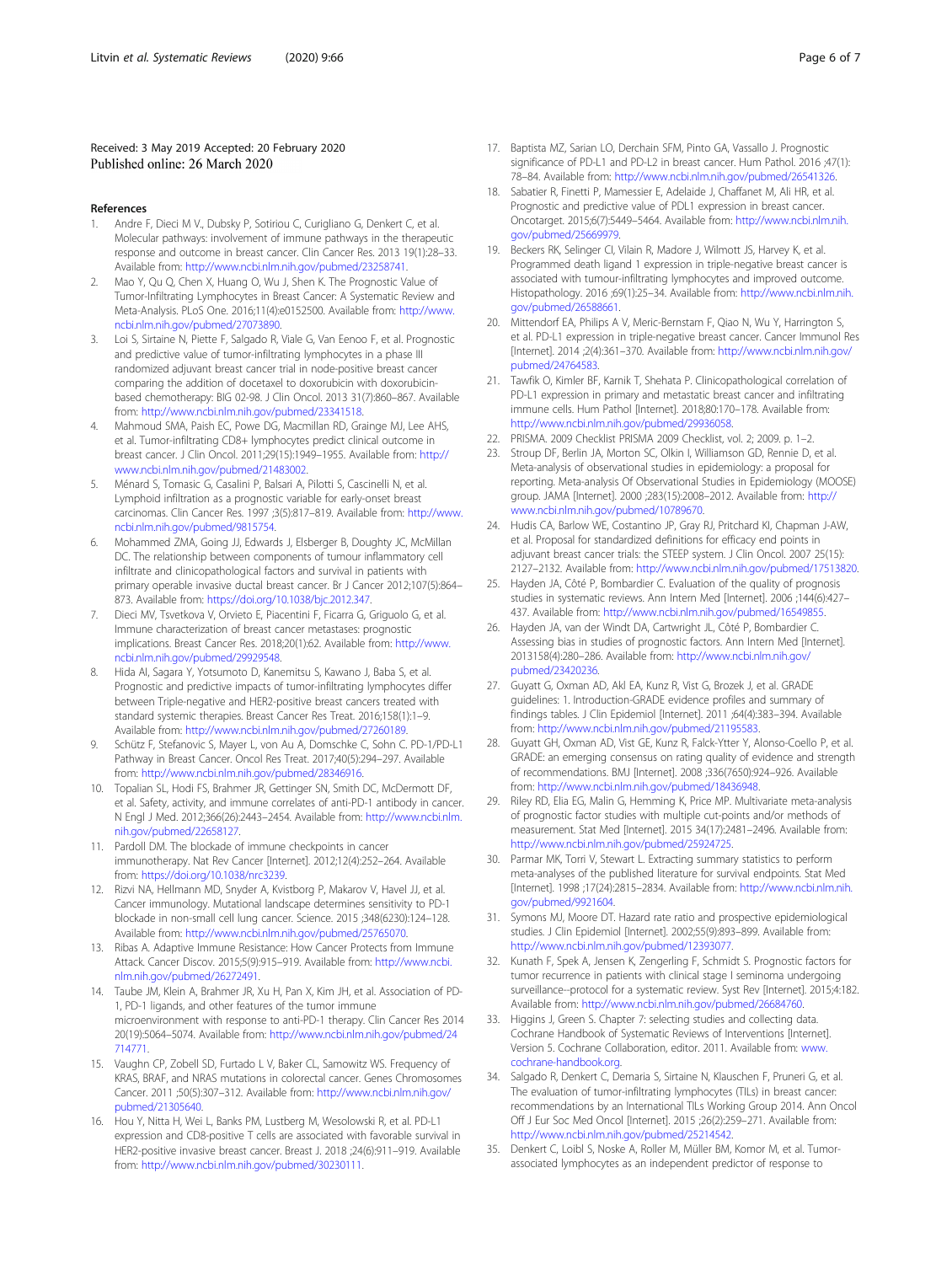Received: 3 May 2019 Accepted: 20 February 2020
Published online: 26 March 2020

## References

1. Andre F, Dieci M V., Dubsky P, Sotiriou C, Curigliano G, Denkert C, et al. Molecular pathways: involvement of immune pathways in the therapeutic response and outcome in breast cancer. Clin Cancer Res. 2013 19(1):28–33. Available from: http://www.ncbi.nlm.nih.gov/pubmed/23258741.
2. Mao Y, Qu Q, Chen X, Huang O, Wu J, Shen K. The Prognostic Value of Tumor-Infiltrating Lymphocytes in Breast Cancer: A Systematic Review and Meta-Analysis. PLoS One. 2016;11(4):e0152500. Available from: http://www.ncbi.nlm.nih.gov/pubmed/27073890.
3. Loi S, Sirtaine N, Piette F, Salgado R, Viale G, Van Eenoo F, et al. Prognostic and predictive value of tumor-infiltrating lymphocytes in a phase III randomized adjuvant breast cancer trial in node-positive breast cancer comparing the addition of docetaxel to doxorubicin with doxorubicin-based chemotherapy: BIG 02-98. J Clin Oncol. 2013 31(7):860–867. Available from: http://www.ncbi.nlm.nih.gov/pubmed/23341518.
4. Mahmoud SMA, Paish EC, Powe DG, Macmillan RD, Grainge MJ, Lee AHS, et al. Tumor-infiltrating CD8+ lymphocytes predict clinical outcome in breast cancer. J Clin Oncol. 2011;29(15):1949–1955. Available from: http://www.ncbi.nlm.nih.gov/pubmed/21483002.
5. Ménard S, Tomasic G, Casalini P, Balsari A, Pilotti S, Cascinelli N, et al. Lymphoid infiltration as a prognostic variable for early-onset breast carcinomas. Clin Cancer Res. 1997 ;3(5):817–819. Available from: http://www.ncbi.nlm.nih.gov/pubmed/9815754.
6. Mohammed ZMA, Going JJ, Edwards J, Elsberger B, Doughty JC, McMillan DC. The relationship between components of tumour inflammatory cell infiltrate and clinicopathological factors and survival in patients with primary operable invasive ductal breast cancer. Br J Cancer 2012;107(5):864–873. Available from: https://doi.org/10.1038/bjc.2012.347.
7. Dieci MV, Tsvetkova V, Orvieto E, Piacentini F, Ficarra G, Griguolo G, et al. Immune characterization of breast cancer metastases: prognostic implications. Breast Cancer Res. 2018;20(1):62. Available from: http://www.ncbi.nlm.nih.gov/pubmed/29929548.
8. Hida AI, Sagara Y, Yotsumoto D, Kanemitsu S, Kawano J, Baba S, et al. Prognostic and predictive impacts of tumor-infiltrating lymphocytes differ between Triple-negative and HER2-positive breast cancers treated with standard systemic therapies. Breast Cancer Res Treat. 2016;158(1):1–9. Available from: http://www.ncbi.nlm.nih.gov/pubmed/27260189.
9. Schütz F, Stefanovic S, Mayer L, von Au A, Domschke C, Sohn C. PD-1/PD-L1 Pathway in Breast Cancer. Oncol Res Treat. 2017;40(5):294–297. Available from: http://www.ncbi.nlm.nih.gov/pubmed/28346916.
10. Topalian SL, Hodi FS, Brahmer JR, Gettinger SN, Smith DC, McDermott DF, et al. Safety, activity, and immune correlates of anti-PD-1 antibody in cancer. N Engl J Med. 2012;366(26):2443–2454. Available from: http://www.ncbi.nlm.nih.gov/pubmed/22658127.
11. Pardoll DM. The blockade of immune checkpoints in cancer immunotherapy. Nat Rev Cancer [Internet]. 2012;12(4):252–264. Available from: https://doi.org/10.1038/nrc3239.
12. Rizvi NA, Hellmann MD, Snyder A, Kvistborg P, Makarov V, Havel JJ, et al. Cancer immunology. Mutational landscape determines sensitivity to PD-1 blockade in non-small cell lung cancer. Science. 2015 ;348(6230):124–128. Available from: http://www.ncbi.nlm.nih.gov/pubmed/25765070.
13. Ribas A. Adaptive Immune Resistance: How Cancer Protects from Immune Attack. Cancer Discov. 2015;5(9):915–919. Available from: http://www.ncbi.nlm.nih.gov/pubmed/26272491.
14. Taube JM, Klein A, Brahmer JR, Xu H, Pan X, Kim JH, et al. Association of PD-1, PD-1 ligands, and other features of the tumor immune microenvironment with response to anti-PD-1 therapy. Clin Cancer Res 2014 20(19):5064–5074. Available from: http://www.ncbi.nlm.nih.gov/pubmed/24714771.
15. Vaughn CP, Zobell SD, Furtado L V, Baker CL, Samowitz WS. Frequency of KRAS, BRAF, and NRAS mutations in colorectal cancer. Genes Chromosomes Cancer. 2011 ;50(5):307–312. Available from: http://www.ncbi.nlm.nih.gov/pubmed/21305640.
16. Hou Y, Nitta H, Wei L, Banks PM, Lustberg M, Wesolowski R, et al. PD-L1 expression and CD8-positive T cells are associated with favorable survival in HER2-positive invasive breast cancer. Breast J. 2018 ;24(6):911–919. Available from: http://www.ncbi.nlm.nih.gov/pubmed/30230111.
17. Baptista MZ, Sarian LO, Derchain SFM, Pinto GA, Vassallo J. Prognostic significance of PD-L1 and PD-L2 in breast cancer. Hum Pathol. 2016 ;47(1):78–84. Available from: http://www.ncbi.nlm.nih.gov/pubmed/26541326.
18. Sabatier R, Finetti P, Mamessier E, Adelaide J, Chaffanet M, Ali HR, et al. Prognostic and predictive value of PDL1 expression in breast cancer. Oncotarget. 2015;6(7):5449–5464. Available from: http://www.ncbi.nlm.nih.gov/pubmed/25669979.
19. Beckers RK, Selinger CI, Vilain R, Madore J, Wilmott JS, Harvey K, et al. Programmed death ligand 1 expression in triple-negative breast cancer is associated with tumour-infiltrating lymphocytes and improved outcome. Histopathology. 2016 ;69(1):25–34. Available from: http://www.ncbi.nlm.nih.gov/pubmed/26588661.
20. Mittendorf EA, Philips A V, Meric-Bernstam F, Qiao N, Wu Y, Harrington S, et al. PD-L1 expression in triple-negative breast cancer. Cancer Immunol Res [Internet]. 2014 ;2(4):361–370. Available from: http://www.ncbi.nlm.nih.gov/pubmed/24764583.
21. Tawfik O, Kimler BF, Karnik T, Shehata P. Clinicopathological correlation of PD-L1 expression in primary and metastatic breast cancer and infiltrating immune cells. Hum Pathol [Internet]. 2018;80:170–178. Available from: http://www.ncbi.nlm.nih.gov/pubmed/29936058.
22. PRISMA. 2009 Checklist PRISMA 2009 Checklist, vol. 2; 2009. p. 1–2.
23. Stroup DF, Berlin JA, Morton SC, Olkin I, Williamson GD, Rennie D, et al. Meta-analysis of observational studies in epidemiology: a proposal for reporting. Meta-analysis Of Observational Studies in Epidemiology (MOOSE) group. JAMA [Internet]. 2000 ;283(15):2008–2012. Available from: http://www.ncbi.nlm.nih.gov/pubmed/10789670.
24. Hudis CA, Barlow WE, Costantino JP, Gray RJ, Pritchard KI, Chapman J-AW, et al. Proposal for standardized definitions for efficacy end points in adjuvant breast cancer trials: the STEEP system. J Clin Oncol. 2007 25(15):2127–2132. Available from: http://www.ncbi.nlm.nih.gov/pubmed/17513820.
25. Hayden JA, Côté P, Bombardier C. Evaluation of the quality of prognosis studies in systematic reviews. Ann Intern Med [Internet]. 2006 ;144(6):427–437. Available from: http://www.ncbi.nlm.nih.gov/pubmed/16549855.
26. Hayden JA, van der Windt DA, Cartwright JL, Côté P, Bombardier C. Assessing bias in studies of prognostic factors. Ann Intern Med [Internet]. 2013158(4):280–286. Available from: http://www.ncbi.nlm.nih.gov/pubmed/23420236.
27. Guyatt G, Oxman AD, Akl EA, Kunz R, Vist G, Brozek J, et al. GRADE guidelines: 1. Introduction-GRADE evidence profiles and summary of findings tables. J Clin Epidemiol [Internet]. 2011 ;64(4):383–394. Available from: http://www.ncbi.nlm.nih.gov/pubmed/21195583.
28. Guyatt GH, Oxman AD, Vist GE, Kunz R, Falck-Ytter Y, Alonso-Coello P, et al. GRADE: an emerging consensus on rating quality of evidence and strength of recommendations. BMJ [Internet]. 2008 ;336(7650):924–926. Available from: http://www.ncbi.nlm.nih.gov/pubmed/18436948.
29. Riley RD, Elia EG, Malin G, Hemming K, Price MP. Multivariate meta-analysis of prognostic factor studies with multiple cut-points and/or methods of measurement. Stat Med [Internet]. 2015 34(17):2481–2496. Available from: http://www.ncbi.nlm.nih.gov/pubmed/25924725.
30. Parmar MK, Torri V, Stewart L. Extracting summary statistics to perform meta-analyses of the published literature for survival endpoints. Stat Med [Internet]. 1998 ;17(24):2815–2834. Available from: http://www.ncbi.nlm.nih.gov/pubmed/9921604.
31. Symons MJ, Moore DT. Hazard rate ratio and prospective epidemiological studies. J Clin Epidemiol [Internet]. 2002;55(9):893–899. Available from: http://www.ncbi.nlm.nih.gov/pubmed/12393077.
32. Kunath F, Spek A, Jensen K, Zengerling F, Schmidt S. Prognostic factors for tumor recurrence in patients with clinical stage I seminoma undergoing surveillance--protocol for a systematic review. Syst Rev [Internet]. 2015;4:182. Available from: http://www.ncbi.nlm.nih.gov/pubmed/26684760.
33. Higgins J, Green S. Chapter 7: selecting studies and collecting data. Cochrane Handbook of Systematic Reviews of Interventions [Internet]. Version 5. Cochrane Collaboration, editor. 2011. Available from: www.cochrane-handbook.org.
34. Salgado R, Denkert C, Demaria S, Sirtaine N, Klauschen F, Pruneri G, et al. The evaluation of tumor-infiltrating lymphocytes (TILs) in breast cancer: recommendations by an International TILs Working Group 2014. Ann Oncol Off J Eur Soc Med Oncol [Internet]. 2015 ;26(2):259–271. Available from: http://www.ncbi.nlm.nih.gov/pubmed/25214542.
35. Denkert C, Loibl S, Noske A, Roller M, Müller BM, Komor M, et al. Tumor-associated lymphocytes as an independent predictor of response to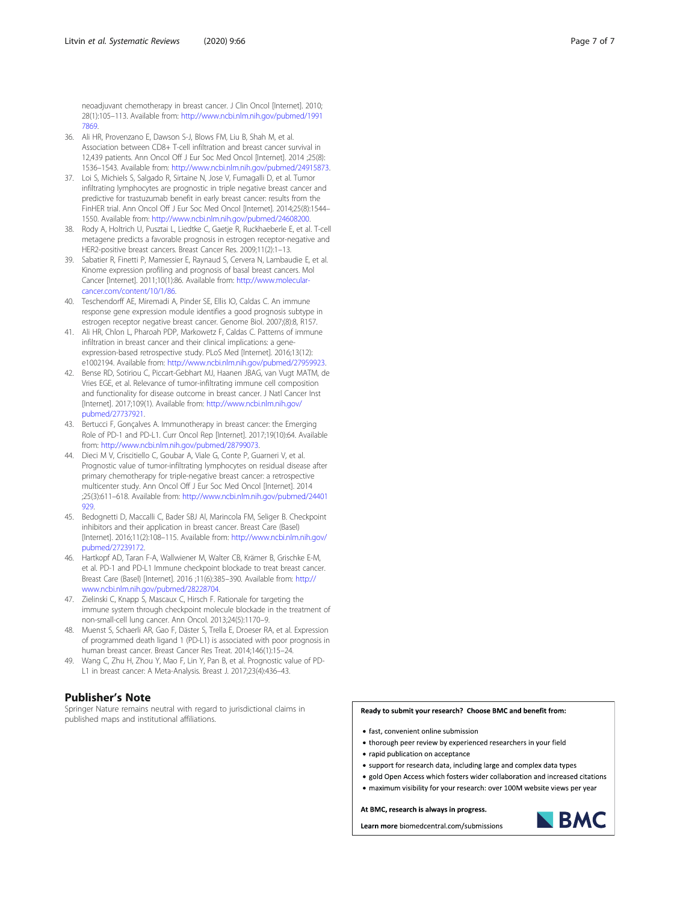neoadjuvant chemotherapy in breast cancer. J Clin Oncol [Internet]. 2010; 28(1):105–113. Available from: http://www.ncbi.nlm.nih.gov/pubmed/19917869.

36. Ali HR, Provenzano E, Dawson S-J, Blows FM, Liu B, Shah M, et al. Association between CD8+ T-cell infiltration and breast cancer survival in 12,439 patients. Ann Oncol Off J Eur Soc Med Oncol [Internet]. 2014 ;25(8): 1536–1543. Available from: http://www.ncbi.nlm.nih.gov/pubmed/24915873.
37. Loi S, Michiels S, Salgado R, Sirtaine N, Jose V, Fumagalli D, et al. Tumor infiltrating lymphocytes are prognostic in triple negative breast cancer and predictive for trastuzumab benefit in early breast cancer: results from the FinHER trial. Ann Oncol Off J Eur Soc Med Oncol [Internet]. 2014;25(8):1544–1550. Available from: http://www.ncbi.nlm.nih.gov/pubmed/24608200.
38. Rody A, Holtrich U, Pusztai L, Liedtke C, Gaetje R, Ruckhaeberle E, et al. T-cell metagene predicts a favorable prognosis in estrogen receptor-negative and HER2-positive breast cancers. Breast Cancer Res. 2009;11(2):1–13.
39. Sabatier R, Finetti P, Mamessier E, Raynaud S, Cervera N, Lambaudie E, et al. Kinome expression profiling and prognosis of basal breast cancers. Mol Cancer [Internet]. 2011;10(1):86. Available from: http://www.molecular-cancer.com/content/10/1/86.
40. Teschendorff AE, Miremadi A, Pinder SE, Ellis IO, Caldas C. An immune response gene expression module identifies a good prognosis subtype in estrogen receptor negative breast cancer. Genome Biol. 2007;(8):8, R157.
41. Ali HR, Chlon L, Pharoah PDP, Markowetz F, Caldas C. Patterns of immune infiltration in breast cancer and their clinical implications: a gene-expression-based retrospective study. PLoS Med [Internet]. 2016;13(12): e1002194. Available from: http://www.ncbi.nlm.nih.gov/pubmed/27959923.
42. Bense RD, Sotiriou C, Piccart-Gebhart MJ, Haanen JBAG, van Vugt MATM, de Vries EGE, et al. Relevance of tumor-infiltrating immune cell composition and functionality for disease outcome in breast cancer. J Natl Cancer Inst [Internet]. 2017;109(1). Available from: http://www.ncbi.nlm.nih.gov/pubmed/27737921.
43. Bertucci F, Gonçalves A. Immunotherapy in breast cancer: the Emerging Role of PD-1 and PD-L1. Curr Oncol Rep [Internet]. 2017;19(10):64. Available from: http://www.ncbi.nlm.nih.gov/pubmed/28799073.
44. Dieci M V, Criscitiello C, Goubar A, Viale G, Conte P, Guarneri V, et al. Prognostic value of tumor-infiltrating lymphocytes on residual disease after primary chemotherapy for triple-negative breast cancer: a retrospective multicenter study. Ann Oncol Off J Eur Soc Med Oncol [Internet]. 2014 ;25(3):611–618. Available from: http://www.ncbi.nlm.nih.gov/pubmed/24401929.
45. Bedognetti D, Maccalli C, Bader SBJ Al, Marincola FM, Seliger B. Checkpoint inhibitors and their application in breast cancer. Breast Care (Basel) [Internet]. 2016;11(2):108–115. Available from: http://www.ncbi.nlm.nih.gov/pubmed/27239172.
46. Hartkopf AD, Taran F-A, Wallwiener M, Walter CB, Krämer B, Grischke E-M, et al. PD-1 and PD-L1 Immune checkpoint blockade to treat breast cancer. Breast Care (Basel) [Internet]. 2016 ;11(6):385–390. Available from: http://www.ncbi.nlm.nih.gov/pubmed/28228704.
47. Zielinski C, Knapp S, Mascaux C, Hirsch F. Rationale for targeting the immune system through checkpoint molecule blockade in the treatment of non-small-cell lung cancer. Ann Oncol. 2013;24(5):1170–9.
48. Muenst S, Schaerli AR, Gao F, Däster S, Trella E, Droeser RA, et al. Expression of programmed death ligand 1 (PD-L1) is associated with poor prognosis in human breast cancer. Breast Cancer Res Treat. 2014;146(1):15–24.
49. Wang C, Zhu H, Zhou Y, Mao F, Lin Y, Pan B, et al. Prognostic value of PD-L1 in breast cancer: A Meta-Analysis. Breast J. 2017;23(4):436–43.

## Publisher's Note

Springer Nature remains neutral with regard to jurisdictional claims in published maps and institutional affiliations.

**Ready to submit your research? Choose BMC and benefit from:**

- fast, convenient online submission
- thorough peer review by experienced researchers in your field
- rapid publication on acceptance
- support for research data, including large and complex data types
- gold Open Access which fosters wider collaboration and increased citations
- maximum visibility for your research: over 100M website views per year

**At BMC, research is always in progress.**

**Learn more** biomedcentral.com/submissions

BMC